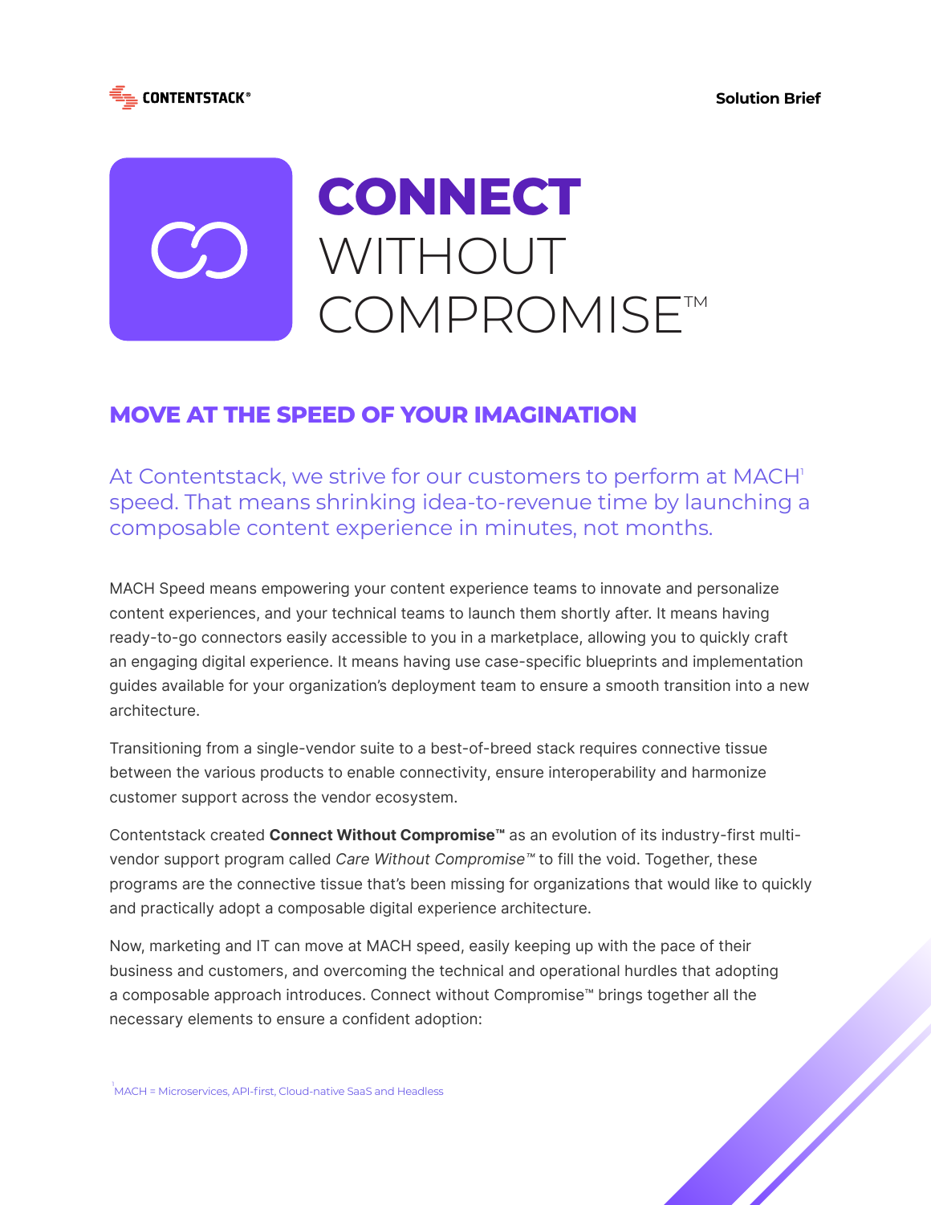CONTENTSTACK®

Solution Brief

# CONNECT WITHOUT COMPROMISE™

## MOVE AT THE SPEED OF YOUR IMAGINATION

At Contentstack, we strive for our customers to perform at MACH[1] speed. That means shrinking idea-to-revenue time by launching a composable content experience in minutes, not months.

MACH Speed means empowering your content experience teams to innovate and personalize content experiences, and your technical teams to launch them shortly after. It means having ready-to-go connectors easily accessible to you in a marketplace, allowing you to quickly craft an engaging digital experience. It means having use case-specific blueprints and implementation guides available for your organization's deployment team to ensure a smooth transition into a new architecture.

Transitioning from a single-vendor suite to a best-of-breed stack requires connective tissue between the various products to enable connectivity, ensure interoperability and harmonize customer support across the vendor ecosystem.

Contentstack created **Connect Without Compromise™** as an evolution of its industry-first multi-vendor support program called *Care Without Compromise™* to fill the void. Together, these programs are the connective tissue that's been missing for organizations that would like to quickly and practically adopt a composable digital experience architecture.

Now, marketing and IT can move at MACH speed, easily keeping up with the pace of their business and customers, and overcoming the technical and operational hurdles that adopting a composable approach introduces. Connect without Compromise™ brings together all the necessary elements to ensure a confident adoption:

[1] MACH = Microservices, API-first, Cloud-native SaaS and Headless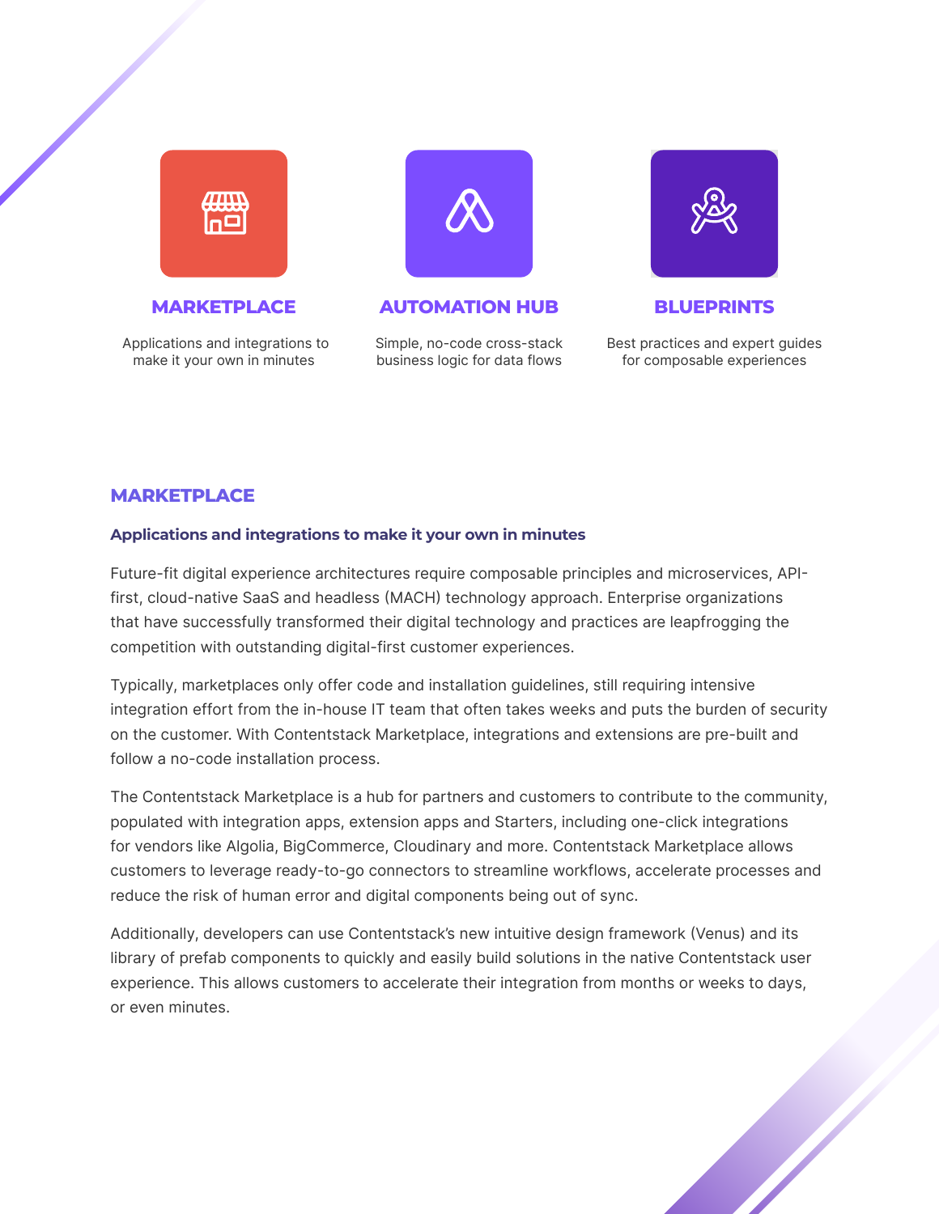### MARKETPLACE

Applications and integrations to make it your own in minutes

### AUTOMATION HUB

Simple, no-code cross-stack business logic for data flows

### BLUEPRINTS

Best practices and expert guides for composable experiences

## MARKETPLACE

**Applications and integrations to make it your own in minutes**

Future-fit digital experience architectures require composable principles and microservices, API-first, cloud-native SaaS and headless (MACH) technology approach. Enterprise organizations that have successfully transformed their digital technology and practices are leapfrogging the competition with outstanding digital-first customer experiences.

Typically, marketplaces only offer code and installation guidelines, still requiring intensive integration effort from the in-house IT team that often takes weeks and puts the burden of security on the customer. With Contentstack Marketplace, integrations and extensions are pre-built and follow a no-code installation process.

The Contentstack Marketplace is a hub for partners and customers to contribute to the community, populated with integration apps, extension apps and Starters, including one-click integrations for vendors like Algolia, BigCommerce, Cloudinary and more. Contentstack Marketplace allows customers to leverage ready-to-go connectors to streamline workflows, accelerate processes and reduce the risk of human error and digital components being out of sync.

Additionally, developers can use Contentstack's new intuitive design framework (Venus) and its library of prefab components to quickly and easily build solutions in the native Contentstack user experience. This allows customers to accelerate their integration from months or weeks to days, or even minutes.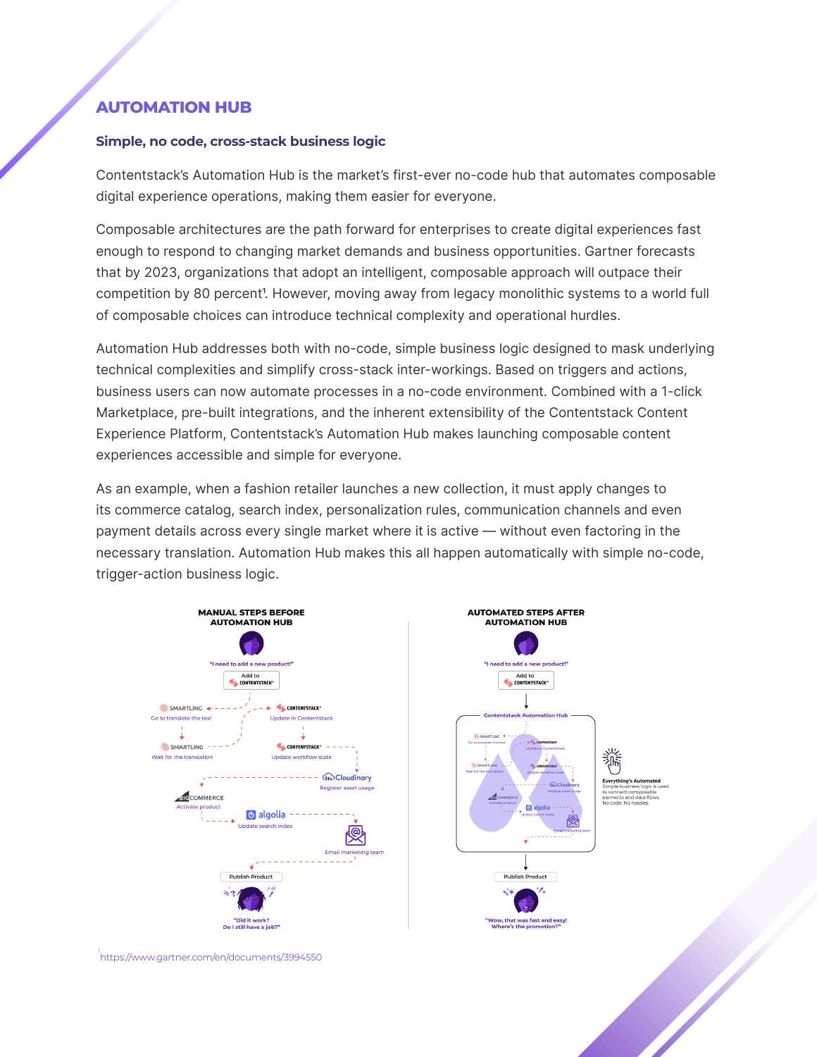## AUTOMATION HUB

### Simple, no code, cross-stack business logic

Contentstack's Automation Hub is the market's first-ever no-code hub that automates composable digital experience operations, making them easier for everyone.

Composable architectures are the path forward for enterprises to create digital experiences fast enough to respond to changing market demands and business opportunities. Gartner forecasts that by 2023, organizations that adopt an intelligent, composable approach will outpace their competition by 80 percent[1]. However, moving away from legacy monolithic systems to a world full of composable choices can introduce technical complexity and operational hurdles.

Automation Hub addresses both with no-code, simple business logic designed to mask underlying technical complexities and simplify cross-stack inter-workings. Based on triggers and actions, business users can now automate processes in a no-code environment. Combined with a 1-click Marketplace, pre-built integrations, and the inherent extensibility of the Contentstack Content Experience Platform, Contentstack's Automation Hub makes launching composable content experiences accessible and simple for everyone.

As an example, when a fashion retailer launches a new collection, it must apply changes to its commerce catalog, search index, personalization rules, communication channels and even payment details across every single market where it is active — without even factoring in the necessary translation. Automation Hub makes this all happen automatically with simple no-code, trigger-action business logic.

**MANUAL STEPS BEFORE AUTOMATION HUB**

"I need to add a new product!"

- Add to Contentstack
- Smartling: Go to translate the text
- Contentstack: Update in Contentstack
- Smartling: Wait for the translation
- Contentstack: Update workflow state
- Cloudinary: Register asset usage
- BigCommerce: Activate product
- algolia: Update search index
- Email marketing team
- Publish Product

"Did it work? Do I still have a job?"

**AUTOMATED STEPS AFTER AUTOMATION HUB**

"I need to add a new product!"

- Add to Contentstack
- Contentstack Automation Hub
- Publish Product

**Everything's Automated**
Simple business logic is used to connect composable elements and data flows. No code. No hassles.

"Wow, that was fast and easy! Where's the promotion?"

[1] https://www.gartner.com/en/documents/3994550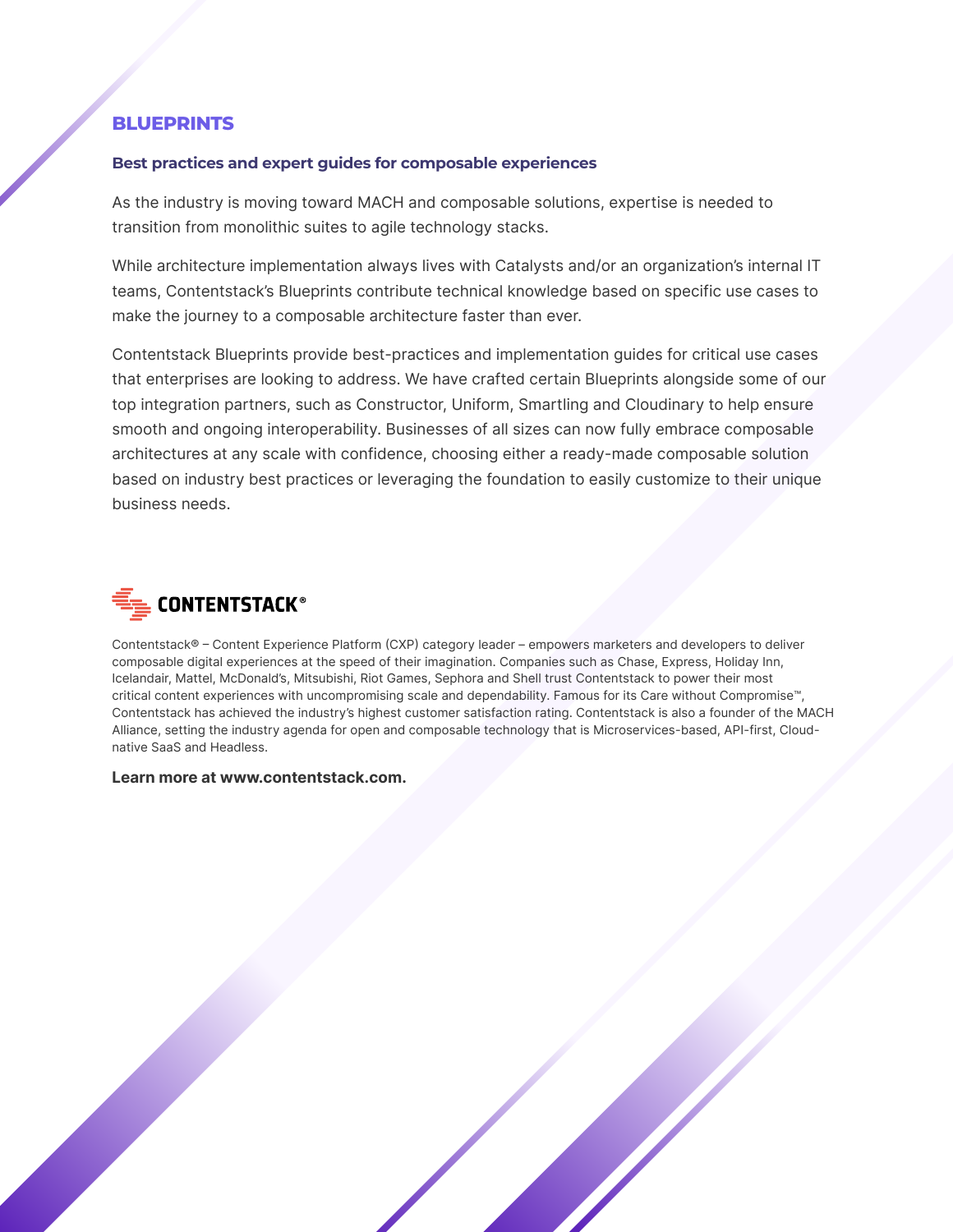## BLUEPRINTS

**Best practices and expert guides for composable experiences**

As the industry is moving toward MACH and composable solutions, expertise is needed to transition from monolithic suites to agile technology stacks.

While architecture implementation always lives with Catalysts and/or an organization's internal IT teams, Contentstack's Blueprints contribute technical knowledge based on specific use cases to make the journey to a composable architecture faster than ever.

Contentstack Blueprints provide best-practices and implementation guides for critical use cases that enterprises are looking to address. We have crafted certain Blueprints alongside some of our top integration partners, such as Constructor, Uniform, Smartling and Cloudinary to help ensure smooth and ongoing interoperability. Businesses of all sizes can now fully embrace composable architectures at any scale with confidence, choosing either a ready-made composable solution based on industry best practices or leveraging the foundation to easily customize to their unique business needs.

**CONTENTSTACK®**

Contentstack® – Content Experience Platform (CXP) category leader – empowers marketers and developers to deliver composable digital experiences at the speed of their imagination. Companies such as Chase, Express, Holiday Inn, Icelandair, Mattel, McDonald's, Mitsubishi, Riot Games, Sephora and Shell trust Contentstack to power their most critical content experiences with uncompromising scale and dependability. Famous for its Care without Compromise™, Contentstack has achieved the industry's highest customer satisfaction rating. Contentstack is also a founder of the MACH Alliance, setting the industry agenda for open and composable technology that is Microservices-based, API-first, Cloud-native SaaS and Headless.

**Learn more at www.contentstack.com.**